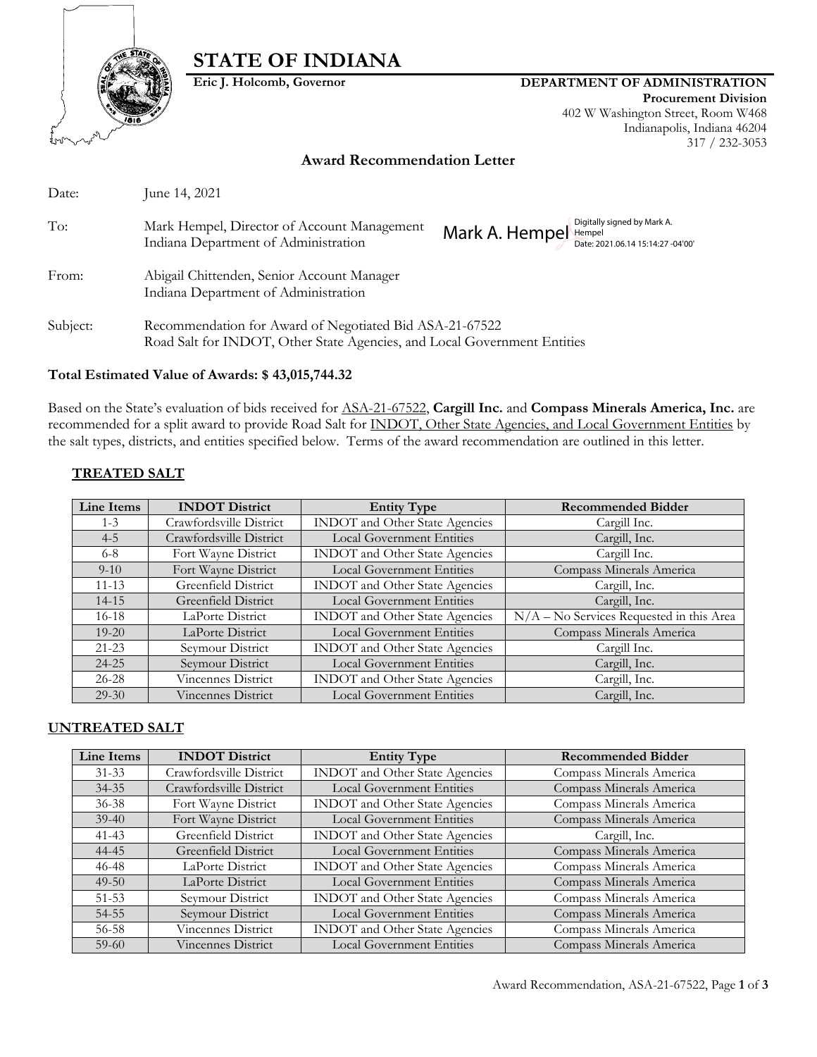# STATE OF INDIANA

**Eric J. Holcomb, Governor**

**DEPARTMENT OF ADMINISTRATION**
**Procurement Division**
402 W Washington Street, Room W468
Indianapolis, Indiana 46204
317 / 232-3053

## Award Recommendation Letter

Date: June 14, 2021

To: Mark Hempel, Director of Account Management
Indiana Department of Administration

Mark A. Hempel — Digitally signed by Mark A. Hempel Date: 2021.06.14 15:14:27 -04'00'

From: Abigail Chittenden, Senior Account Manager
Indiana Department of Administration

Subject: Recommendation for Award of Negotiated Bid ASA-21-67522
Road Salt for INDOT, Other State Agencies, and Local Government Entities

**Total Estimated Value of Awards: $ 43,015,744.32**

Based on the State's evaluation of bids received for ASA-21-67522, **Cargill Inc.** and **Compass Minerals America, Inc.** are recommended for a split award to provide Road Salt for INDOT, Other State Agencies, and Local Government Entities by the salt types, districts, and entities specified below. Terms of the award recommendation are outlined in this letter.

### TREATED SALT

| Line Items | INDOT District | Entity Type | Recommended Bidder |
|---|---|---|---|
| 1-3 | Crawfordsville District | INDOT and Other State Agencies | Cargill Inc. |
| 4-5 | Crawfordsville District | Local Government Entities | Cargill, Inc. |
| 6-8 | Fort Wayne District | INDOT and Other State Agencies | Cargill Inc. |
| 9-10 | Fort Wayne District | Local Government Entities | Compass Minerals America |
| 11-13 | Greenfield District | INDOT and Other State Agencies | Cargill, Inc. |
| 14-15 | Greenfield District | Local Government Entities | Cargill, Inc. |
| 16-18 | LaPorte District | INDOT and Other State Agencies | N/A – No Services Requested in this Area |
| 19-20 | LaPorte District | Local Government Entities | Compass Minerals America |
| 21-23 | Seymour District | INDOT and Other State Agencies | Cargill Inc. |
| 24-25 | Seymour District | Local Government Entities | Cargill, Inc. |
| 26-28 | Vincennes District | INDOT and Other State Agencies | Cargill, Inc. |
| 29-30 | Vincennes District | Local Government Entities | Cargill, Inc. |

### UNTREATED SALT

| Line Items | INDOT District | Entity Type | Recommended Bidder |
|---|---|---|---|
| 31-33 | Crawfordsville District | INDOT and Other State Agencies | Compass Minerals America |
| 34-35 | Crawfordsville District | Local Government Entities | Compass Minerals America |
| 36-38 | Fort Wayne District | INDOT and Other State Agencies | Compass Minerals America |
| 39-40 | Fort Wayne District | Local Government Entities | Compass Minerals America |
| 41-43 | Greenfield District | INDOT and Other State Agencies | Cargill, Inc. |
| 44-45 | Greenfield District | Local Government Entities | Compass Minerals America |
| 46-48 | LaPorte District | INDOT and Other State Agencies | Compass Minerals America |
| 49-50 | LaPorte District | Local Government Entities | Compass Minerals America |
| 51-53 | Seymour District | INDOT and Other State Agencies | Compass Minerals America |
| 54-55 | Seymour District | Local Government Entities | Compass Minerals America |
| 56-58 | Vincennes District | INDOT and Other State Agencies | Compass Minerals America |
| 59-60 | Vincennes District | Local Government Entities | Compass Minerals America |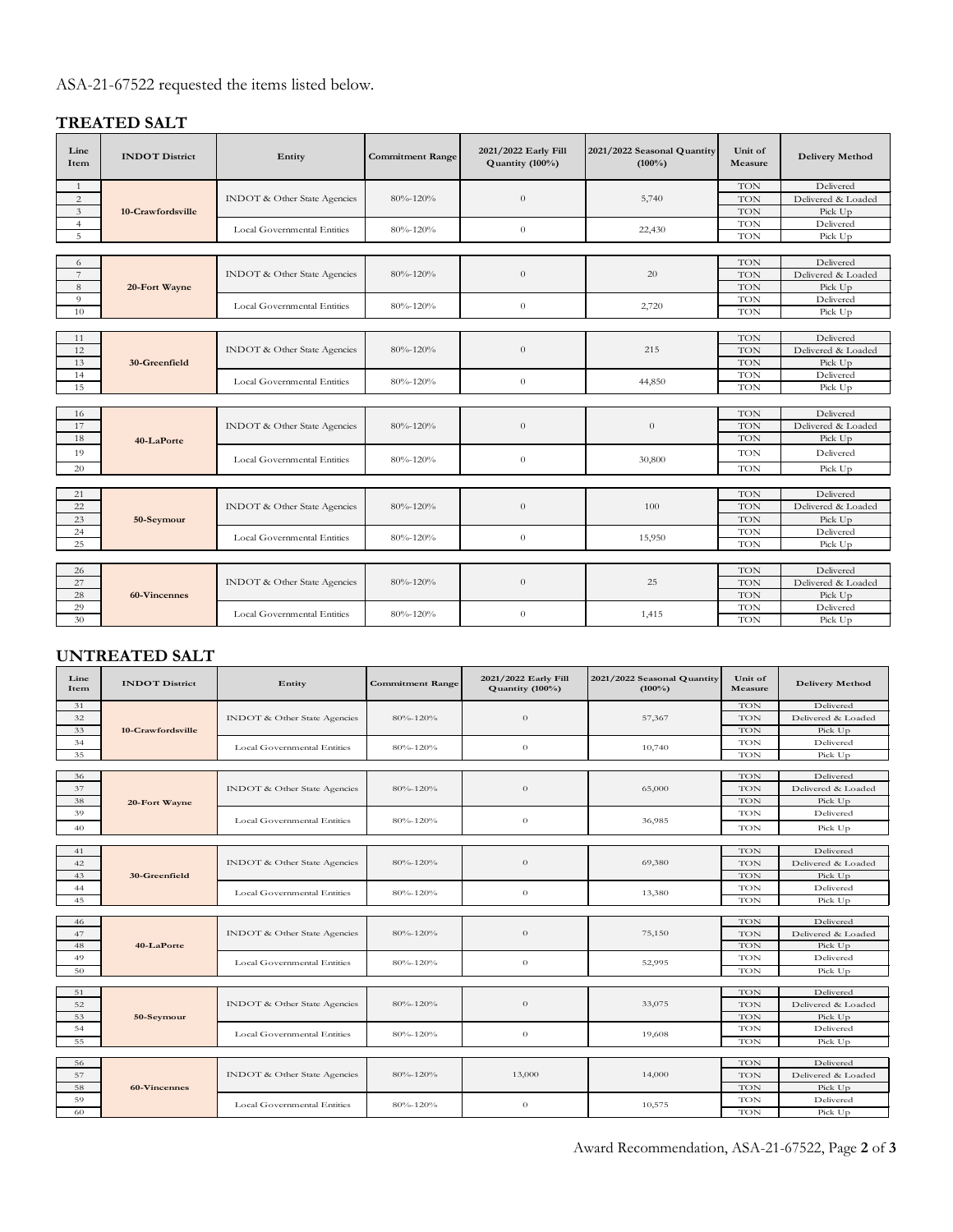ASA-21-67522 requested the items listed below.

## TREATED SALT

| Line Item | INDOT District | Entity | Commitment Range | 2021/2022 Early Fill Quantity (100%) | 2021/2022 Seasonal Quantity (100%) | Unit of Measure | Delivery Method |
|---|---|---|---|---|---|---|---|
| 1 | 10-Crawfordsville | INDOT & Other State Agencies | 80%-120% | 0 | 5,740 | TON | Delivered |
| 2 | | | | | | TON | Delivered & Loaded |
| 3 | | | | | | TON | Pick Up |
| 4 | | Local Governmental Entities | 80%-120% | 0 | 22,430 | TON | Delivered |
| 5 | | | | | | TON | Pick Up |
| 6 | 20-Fort Wayne | INDOT & Other State Agencies | 80%-120% | 0 | 20 | TON | Delivered |
| 7 | | | | | | TON | Delivered & Loaded |
| 8 | | | | | | TON | Pick Up |
| 9 | | Local Governmental Entities | 80%-120% | 0 | 2,720 | TON | Delivered |
| 10 | | | | | | TON | Pick Up |
| 11 | 30-Greenfield | INDOT & Other State Agencies | 80%-120% | 0 | 215 | TON | Delivered |
| 12 | | | | | | TON | Delivered & Loaded |
| 13 | | | | | | TON | Pick Up |
| 14 | | Local Governmental Entities | 80%-120% | 0 | 44,850 | TON | Delivered |
| 15 | | | | | | TON | Pick Up |
| 16 | 40-LaPorte | INDOT & Other State Agencies | 80%-120% | 0 | 0 | TON | Delivered |
| 17 | | | | | | TON | Delivered & Loaded |
| 18 | | | | | | TON | Pick Up |
| 19 | | Local Governmental Entities | 80%-120% | 0 | 30,800 | TON | Delivered |
| 20 | | | | | | TON | Pick Up |
| 21 | 50-Seymour | INDOT & Other State Agencies | 80%-120% | 0 | 100 | TON | Delivered |
| 22 | | | | | | TON | Delivered & Loaded |
| 23 | | | | | | TON | Pick Up |
| 24 | | Local Governmental Entities | 80%-120% | 0 | 15,950 | TON | Delivered |
| 25 | | | | | | TON | Pick Up |
| 26 | 60-Vincennes | INDOT & Other State Agencies | 80%-120% | 0 | 25 | TON | Delivered |
| 27 | | | | | | TON | Delivered & Loaded |
| 28 | | | | | | TON | Pick Up |
| 29 | | Local Governmental Entities | 80%-120% | 0 | 1,415 | TON | Delivered |
| 30 | | | | | | TON | Pick Up |

## UNTREATED SALT

| Line Item | INDOT District | Entity | Commitment Range | 2021/2022 Early Fill Quantity (100%) | 2021/2022 Seasonal Quantity (100%) | Unit of Measure | Delivery Method |
|---|---|---|---|---|---|---|---|
| 31 | 10-Crawfordsville | INDOT & Other State Agencies | 80%-120% | 0 | 57,367 | TON | Delivered |
| 32 | | | | | | TON | Delivered & Loaded |
| 33 | | | | | | TON | Pick Up |
| 34 | | Local Governmental Entities | 80%-120% | 0 | 10,740 | TON | Delivered |
| 35 | | | | | | TON | Pick Up |
| 36 | 20-Fort Wayne | INDOT & Other State Agencies | 80%-120% | 0 | 65,000 | TON | Delivered |
| 37 | | | | | | TON | Delivered & Loaded |
| 38 | | | | | | TON | Pick Up |
| 39 | | Local Governmental Entities | 80%-120% | 0 | 36,985 | TON | Delivered |
| 40 | | | | | | TON | Pick Up |
| 41 | 30-Greenfield | INDOT & Other State Agencies | 80%-120% | 0 | 69,380 | TON | Delivered |
| 42 | | | | | | TON | Delivered & Loaded |
| 43 | | | | | | TON | Pick Up |
| 44 | | Local Governmental Entities | 80%-120% | 0 | 13,380 | TON | Delivered |
| 45 | | | | | | TON | Pick Up |
| 46 | 40-LaPorte | INDOT & Other State Agencies | 80%-120% | 0 | 75,150 | TON | Delivered |
| 47 | | | | | | TON | Delivered & Loaded |
| 48 | | | | | | TON | Pick Up |
| 49 | | Local Governmental Entities | 80%-120% | 0 | 52,995 | TON | Delivered |
| 50 | | | | | | TON | Pick Up |
| 51 | 50-Seymour | INDOT & Other State Agencies | 80%-120% | 0 | 33,075 | TON | Delivered |
| 52 | | | | | | TON | Delivered & Loaded |
| 53 | | | | | | TON | Pick Up |
| 54 | | Local Governmental Entities | 80%-120% | 0 | 19,608 | TON | Delivered |
| 55 | | | | | | TON | Pick Up |
| 56 | 60-Vincennes | INDOT & Other State Agencies | 80%-120% | 13,000 | 14,000 | TON | Delivered |
| 57 | | | | | | TON | Delivered & Loaded |
| 58 | | | | | | TON | Pick Up |
| 59 | | Local Governmental Entities | 80%-120% | 0 | 10,575 | TON | Delivered |
| 60 | | | | | | TON | Pick Up |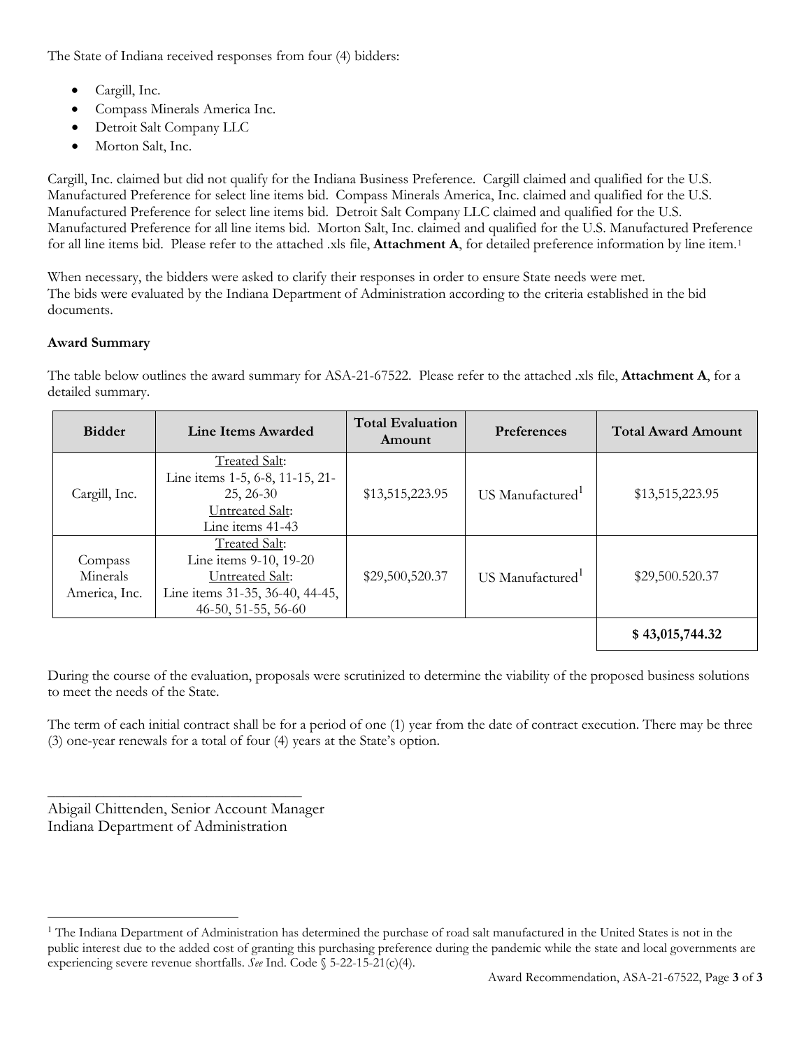The State of Indiana received responses from four (4) bidders:

- Cargill, Inc.
- Compass Minerals America Inc.
- Detroit Salt Company LLC
- Morton Salt, Inc.

Cargill, Inc. claimed but did not qualify for the Indiana Business Preference. Cargill claimed and qualified for the U.S. Manufactured Preference for select line items bid. Compass Minerals America, Inc. claimed and qualified for the U.S. Manufactured Preference for select line items bid. Detroit Salt Company LLC claimed and qualified for the U.S. Manufactured Preference for all line items bid. Morton Salt, Inc. claimed and qualified for the U.S. Manufactured Preference for all line items bid. Please refer to the attached .xls file, **Attachment A**, for detailed preference information by line item.[1]

When necessary, the bidders were asked to clarify their responses in order to ensure State needs were met.
The bids were evaluated by the Indiana Department of Administration according to the criteria established in the bid documents.

**Award Summary**

The table below outlines the award summary for ASA-21-67522. Please refer to the attached .xls file, **Attachment A**, for a detailed summary.

| Bidder | Line Items Awarded | Total Evaluation Amount | Preferences | Total Award Amount |
|---|---|---|---|---|
| Cargill, Inc. | Treated Salt: Line items 1-5, 6-8, 11-15, 21-25, 26-30 Untreated Salt: Line items 41-43 | $13,515,223.95 | US Manufactured[1] | $13,515,223.95 |
| Compass Minerals America, Inc. | Treated Salt: Line items 9-10, 19-20 Untreated Salt: Line items 31-35, 36-40, 44-45, 46-50, 51-55, 56-60 | $29,500,520.37 | US Manufactured[1] | $29,500.520.37 |
| | | | | **$ 43,015,744.32** |

During the course of the evaluation, proposals were scrutinized to determine the viability of the proposed business solutions to meet the needs of the State.

The term of each initial contract shall be for a period of one (1) year from the date of contract execution. There may be three (3) one-year renewals for a total of four (4) years at the State's option.

\_\_\_\_\_\_\_\_\_\_\_\_\_\_\_\_\_\_\_\_\_\_\_\_\_\_\_\_\_\_\_\_\_\_

Abigail Chittenden, Senior Account Manager
Indiana Department of Administration

[1] The Indiana Department of Administration has determined the purchase of road salt manufactured in the United States is not in the public interest due to the added cost of granting this purchasing preference during the pandemic while the state and local governments are experiencing severe revenue shortfalls. *See* Ind. Code § 5-22-15-21(c)(4).